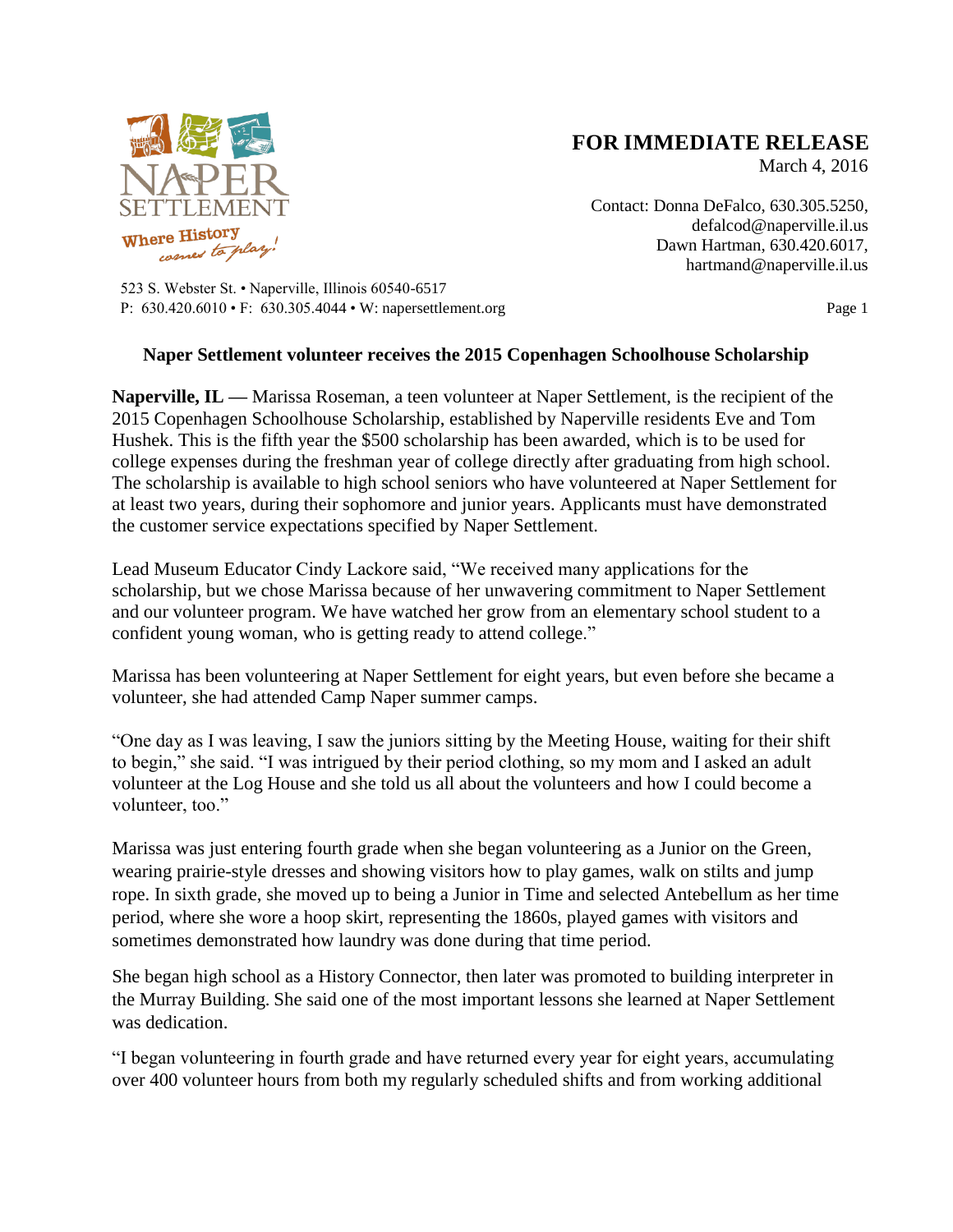Naper Settlement

Where History comes to play!

523 S. Webster St. • Naperville, Illinois 60540-6517
P: 630.420.6010 • F: 630.305.4044 • W: napersettlement.org

**FOR IMMEDIATE RELEASE**
March 4, 2016

Contact: Donna DeFalco, 630.305.5250, defalcod@naperville.il.us
Dawn Hartman, 630.420.6017, hartmand@naperville.il.us

## Naper Settlement volunteer receives the 2015 Copenhagen Schoolhouse Scholarship

**Naperville, IL —** Marissa Roseman, a teen volunteer at Naper Settlement, is the recipient of the 2015 Copenhagen Schoolhouse Scholarship, established by Naperville residents Eve and Tom Hushek. This is the fifth year the $500 scholarship has been awarded, which is to be used for college expenses during the freshman year of college directly after graduating from high school. The scholarship is available to high school seniors who have volunteered at Naper Settlement for at least two years, during their sophomore and junior years. Applicants must have demonstrated the customer service expectations specified by Naper Settlement.

Lead Museum Educator Cindy Lackore said, "We received many applications for the scholarship, but we chose Marissa because of her unwavering commitment to Naper Settlement and our volunteer program. We have watched her grow from an elementary school student to a confident young woman, who is getting ready to attend college."

Marissa has been volunteering at Naper Settlement for eight years, but even before she became a volunteer, she had attended Camp Naper summer camps.

"One day as I was leaving, I saw the juniors sitting by the Meeting House, waiting for their shift to begin," she said. "I was intrigued by their period clothing, so my mom and I asked an adult volunteer at the Log House and she told us all about the volunteers and how I could become a volunteer, too."

Marissa was just entering fourth grade when she began volunteering as a Junior on the Green, wearing prairie-style dresses and showing visitors how to play games, walk on stilts and jump rope. In sixth grade, she moved up to being a Junior in Time and selected Antebellum as her time period, where she wore a hoop skirt, representing the 1860s, played games with visitors and sometimes demonstrated how laundry was done during that time period.

She began high school as a History Connector, then later was promoted to building interpreter in the Murray Building. She said one of the most important lessons she learned at Naper Settlement was dedication.

"I began volunteering in fourth grade and have returned every year for eight years, accumulating over 400 volunteer hours from both my regularly scheduled shifts and from working additional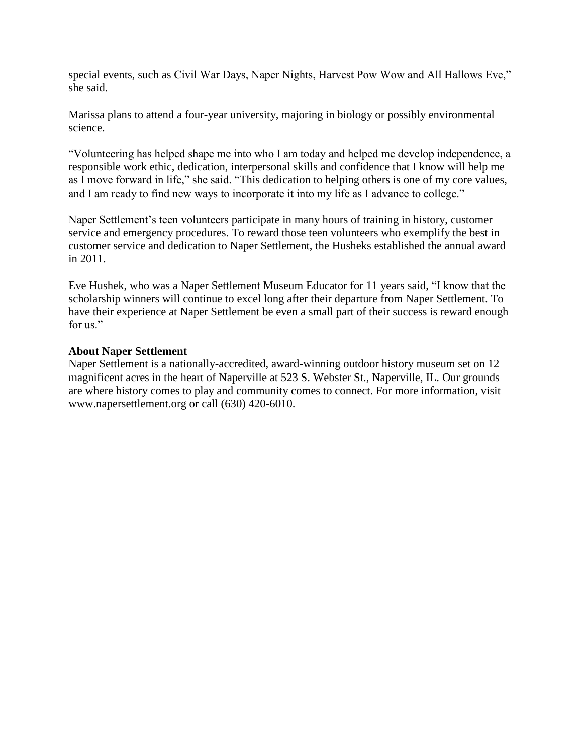special events, such as Civil War Days, Naper Nights, Harvest Pow Wow and All Hallows Eve," she said.

Marissa plans to attend a four-year university, majoring in biology or possibly environmental science.

"Volunteering has helped shape me into who I am today and helped me develop independence, a responsible work ethic, dedication, interpersonal skills and confidence that I know will help me as I move forward in life," she said. "This dedication to helping others is one of my core values, and I am ready to find new ways to incorporate it into my life as I advance to college."

Naper Settlement's teen volunteers participate in many hours of training in history, customer service and emergency procedures. To reward those teen volunteers who exemplify the best in customer service and dedication to Naper Settlement, the Husheks established the annual award in 2011.

Eve Hushek, who was a Naper Settlement Museum Educator for 11 years said, "I know that the scholarship winners will continue to excel long after their departure from Naper Settlement. To have their experience at Naper Settlement be even a small part of their success is reward enough for us."

**About Naper Settlement**
Naper Settlement is a nationally-accredited, award-winning outdoor history museum set on 12 magnificent acres in the heart of Naperville at 523 S. Webster St., Naperville, IL. Our grounds are where history comes to play and community comes to connect. For more information, visit www.napersettlement.org or call (630) 420-6010.